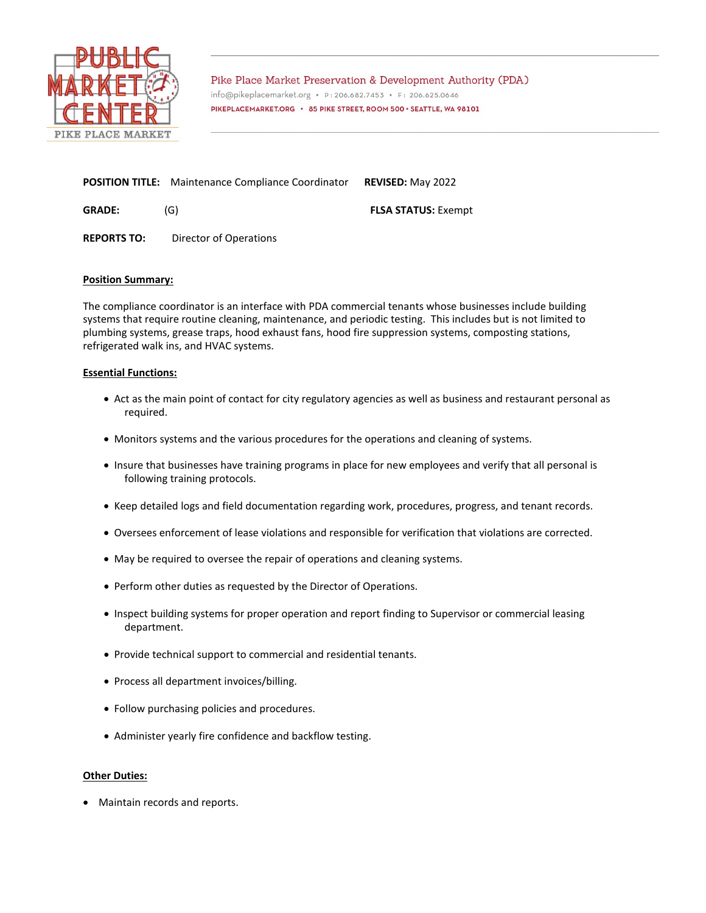PUBLIC MARKET CENTER
PIKE PLACE MARKET

Pike Place Market Preservation & Development Authority (PDA)
info@pikeplacemarket.org • P: 206.682.7453 • F: 206.625.0646
PIKEPLACEMARKET.ORG • 85 PIKE STREET, ROOM 500 • SEATTLE, WA 98101

**POSITION TITLE:** Maintenance Compliance Coordinator **REVISED:** May 2022

**GRADE:** (G) **FLSA STATUS:** Exempt

**REPORTS TO:** Director of Operations

**Position Summary:**

The compliance coordinator is an interface with PDA commercial tenants whose businesses include building systems that require routine cleaning, maintenance, and periodic testing. This includes but is not limited to plumbing systems, grease traps, hood exhaust fans, hood fire suppression systems, composting stations, refrigerated walk ins, and HVAC systems.

**Essential Functions:**

- Act as the main point of contact for city regulatory agencies as well as business and restaurant personal as required.
- Monitors systems and the various procedures for the operations and cleaning of systems.
- Insure that businesses have training programs in place for new employees and verify that all personal is following training protocols.
- Keep detailed logs and field documentation regarding work, procedures, progress, and tenant records.
- Oversees enforcement of lease violations and responsible for verification that violations are corrected.
- May be required to oversee the repair of operations and cleaning systems.
- Perform other duties as requested by the Director of Operations.
- Inspect building systems for proper operation and report finding to Supervisor or commercial leasing department.
- Provide technical support to commercial and residential tenants.
- Process all department invoices/billing.
- Follow purchasing policies and procedures.
- Administer yearly fire confidence and backflow testing.

**Other Duties:**

- Maintain records and reports.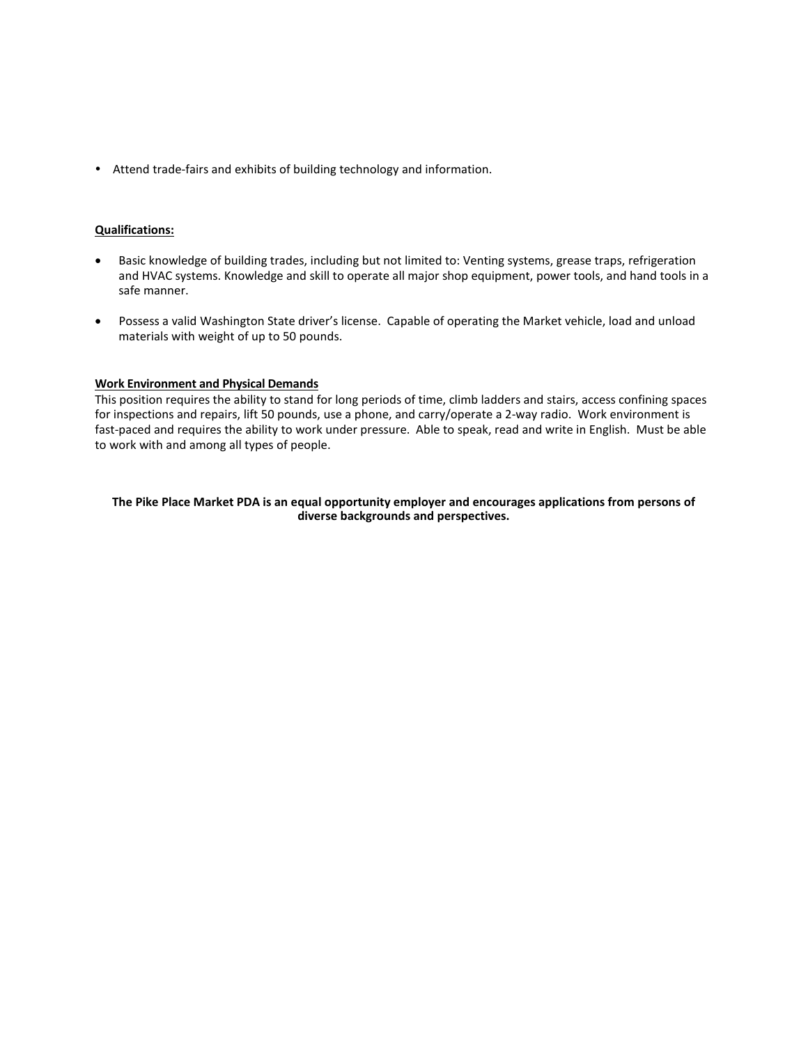- Attend trade-fairs and exhibits of building technology and information.

**Qualifications:**

- Basic knowledge of building trades, including but not limited to: Venting systems, grease traps, refrigeration and HVAC systems. Knowledge and skill to operate all major shop equipment, power tools, and hand tools in a safe manner.

- Possess a valid Washington State driver's license. Capable of operating the Market vehicle, load and unload materials with weight of up to 50 pounds.

**Work Environment and Physical Demands**

This position requires the ability to stand for long periods of time, climb ladders and stairs, access confining spaces for inspections and repairs, lift 50 pounds, use a phone, and carry/operate a 2-way radio. Work environment is fast-paced and requires the ability to work under pressure. Able to speak, read and write in English. Must be able to work with and among all types of people.

**The Pike Place Market PDA is an equal opportunity employer and encourages applications from persons of diverse backgrounds and perspectives.**